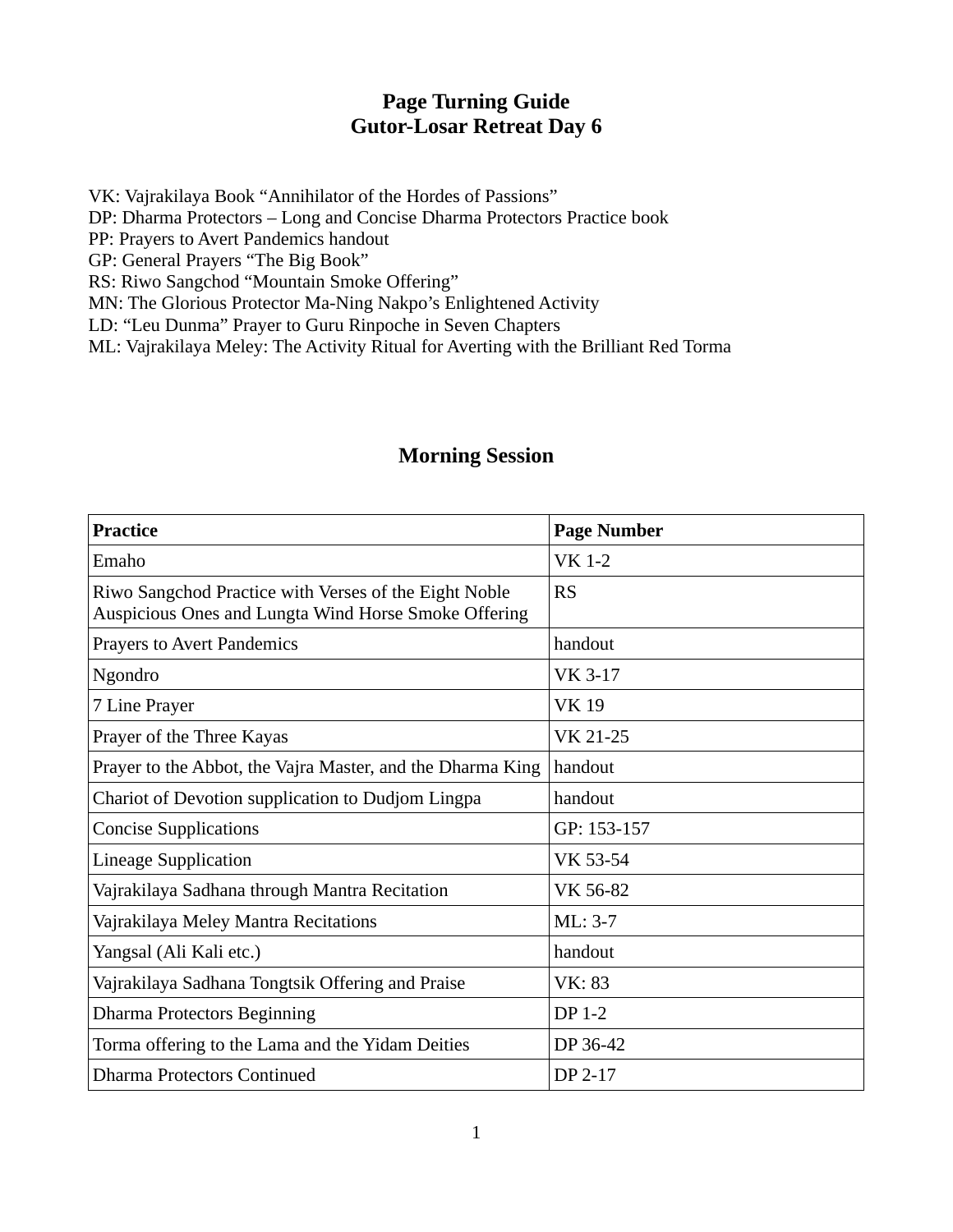# Page Turning Guide
# Gutor-Losar Retreat Day 6

VK: Vajrakilaya Book “Annihilator of the Hordes of Passions”
DP: Dharma Protectors – Long and Concise Dharma Protectors Practice book
PP: Prayers to Avert Pandemics handout
GP: General Prayers “The Big Book”
RS: Riwo Sangchod “Mountain Smoke Offering”
MN: The Glorious Protector Ma-Ning Nakpo’s Enlightened Activity
LD: “Leu Dunma” Prayer to Guru Rinpoche in Seven Chapters
ML: Vajrakilaya Meley: The Activity Ritual for Averting with the Brilliant Red Torma

## Morning Session

| Practice | Page Number |
|---|---|
| Emaho | VK 1-2 |
| Riwo Sangchod Practice with Verses of the Eight Noble Auspicious Ones and Lungta Wind Horse Smoke Offering | RS |
| Prayers to Avert Pandemics | handout |
| Ngondro | VK 3-17 |
| 7 Line Prayer | VK 19 |
| Prayer of the Three Kayas | VK 21-25 |
| Prayer to the Abbot, the Vajra Master, and the Dharma King | handout |
| Chariot of Devotion supplication to Dudjom Lingpa | handout |
| Concise Supplications | GP: 153-157 |
| Lineage Supplication | VK 53-54 |
| Vajrakilaya Sadhana through Mantra Recitation | VK 56-82 |
| Vajrakilaya Meley Mantra Recitations | ML: 3-7 |
| Yangsal (Ali Kali etc.) | handout |
| Vajrakilaya Sadhana Tongtsik Offering and Praise | VK: 83 |
| Dharma Protectors Beginning | DP 1-2 |
| Torma offering to the Lama and the Yidam Deities | DP 36-42 |
| Dharma Protectors Continued | DP 2-17 |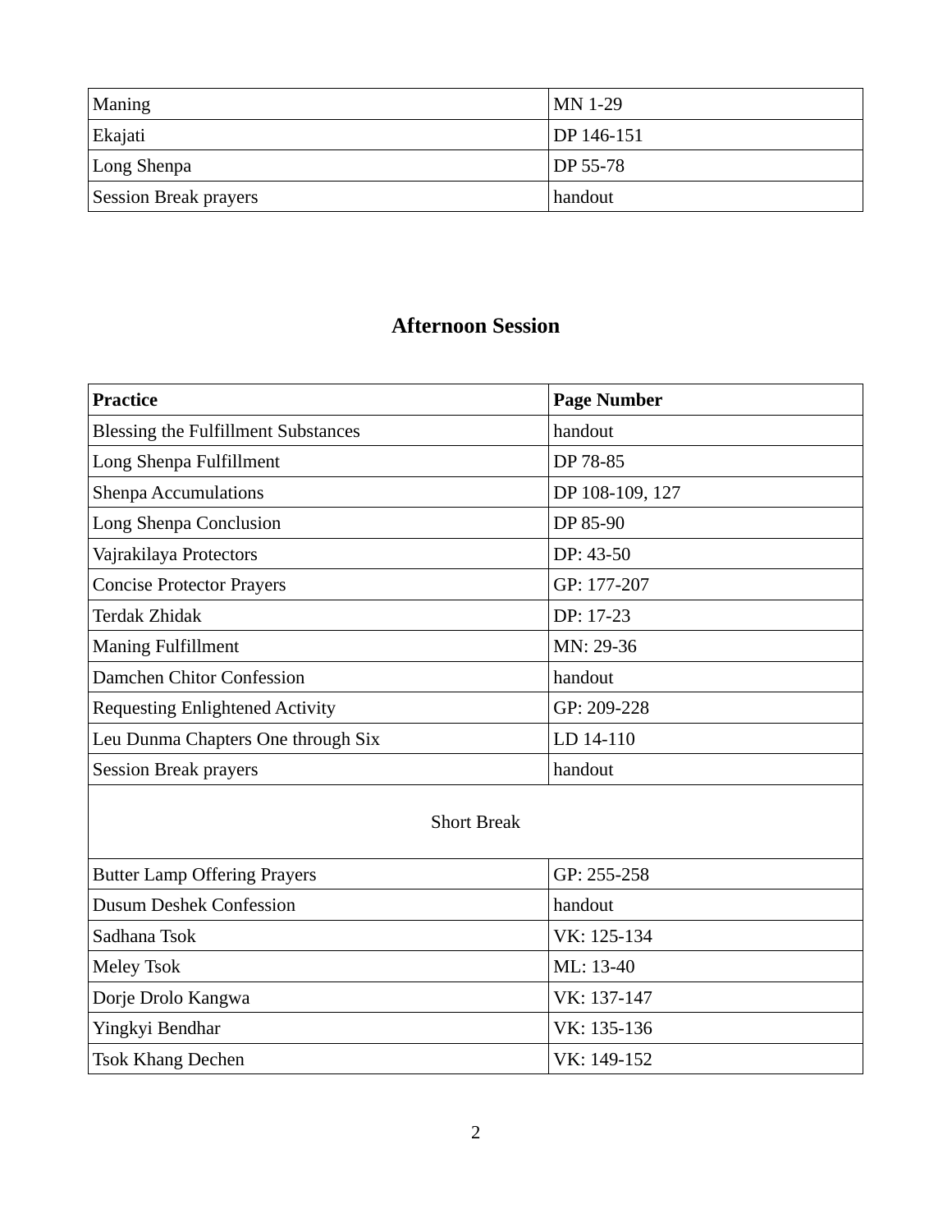| Maning | MN 1-29 |
| --- | --- |
| Ekajati | DP 146-151 |
| Long Shenpa | DP 55-78 |
| Session Break prayers | handout |

## Afternoon Session

| Practice | Page Number |
| --- | --- |
| Blessing the Fulfillment Substances | handout |
| Long Shenpa Fulfillment | DP 78-85 |
| Shenpa Accumulations | DP 108-109, 127 |
| Long Shenpa Conclusion | DP 85-90 |
| Vajrakilaya Protectors | DP: 43-50 |
| Concise Protector Prayers | GP: 177-207 |
| Terdak Zhidak | DP: 17-23 |
| Maning Fulfillment | MN: 29-36 |
| Damchen Chitor Confession | handout |
| Requesting Enlightened Activity | GP: 209-228 |
| Leu Dunma Chapters One through Six | LD 14-110 |
| Session Break prayers | handout |
| Short Break | |
| Butter Lamp Offering Prayers | GP: 255-258 |
| Dusum Deshek Confession | handout |
| Sadhana Tsok | VK: 125-134 |
| Meley Tsok | ML: 13-40 |
| Dorje Drolo Kangwa | VK: 137-147 |
| Yingkyi Bendhar | VK: 135-136 |
| Tsok Khang Dechen | VK: 149-152 |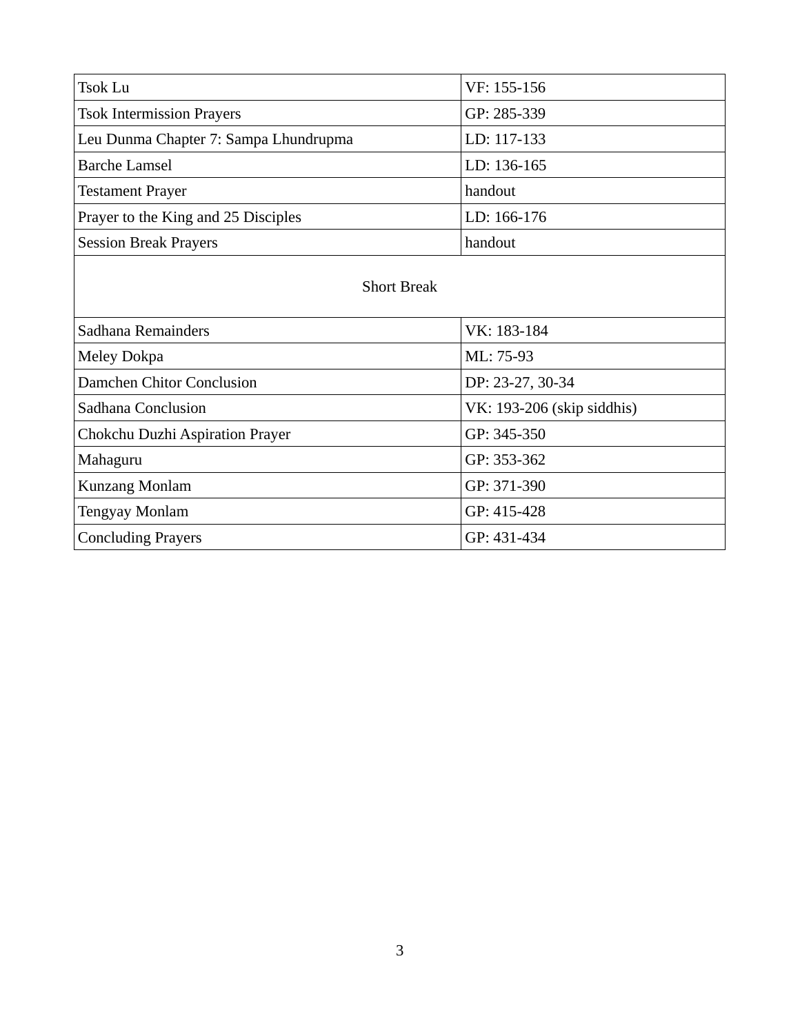| | |
|---|---|
| Tsok Lu | VF: 155-156 |
| Tsok Intermission Prayers | GP: 285-339 |
| Leu Dunma Chapter 7: Sampa Lhundrupma | LD: 117-133 |
| Barche Lamsel | LD: 136-165 |
| Testament Prayer | handout |
| Prayer to the King and 25 Disciples | LD: 166-176 |
| Session Break Prayers | handout |
| Short Break | |
| Sadhana Remainders | VK: 183-184 |
| Meley Dokpa | ML: 75-93 |
| Damchen Chitor Conclusion | DP: 23-27, 30-34 |
| Sadhana Conclusion | VK: 193-206 (skip siddhis) |
| Chokchu Duzhi Aspiration Prayer | GP: 345-350 |
| Mahaguru | GP: 353-362 |
| Kunzang Monlam | GP: 371-390 |
| Tengyay Monlam | GP: 415-428 |
| Concluding Prayers | GP: 431-434 |